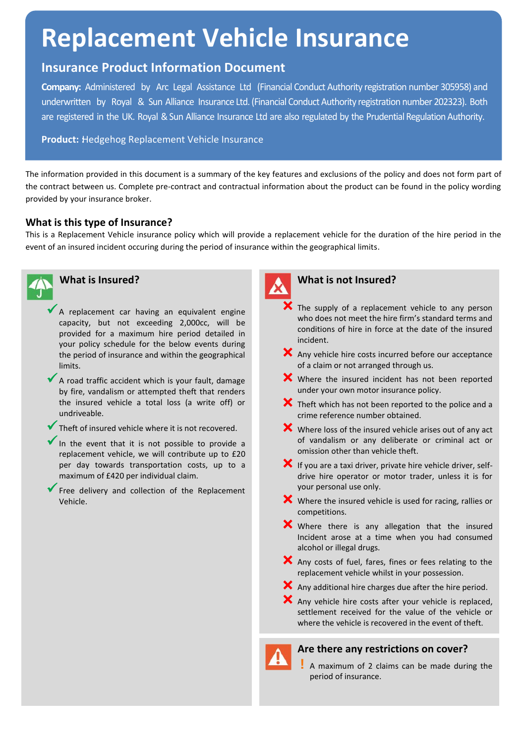# Replacement Vehicle Insurance

## Insurance Product Information Document

**Company:** Administered by Arc Legal Assistance Ltd (Financial Conduct Authority registration number 305958) and underwritten by Royal & Sun Alliance Insurance Ltd. (Financial Conduct Authority registration number 202323). Both are registered in the UK. Royal & Sun Alliance Insurance Ltd are also regulated by the Prudential Regulation Authority.

**Product:** Hedgehog Replacement Vehicle Insurance

The information provided in this document is a summary of the key features and exclusions of the policy and does not form part of the contract between us. Complete pre-contract and contractual information about the product can be found in the policy wording provided by your insurance broker.

### What is this type of Insurance?

This is a Replacement Vehicle insurance policy which will provide a replacement vehicle for the duration of the hire period in the event of an insured incident occuring during the period of insurance within the geographical limits.

### What is Insured?

- ✔ A replacement car having an equivalent engine capacity, but not exceeding 2,000cc, will be provided for a maximum hire period detailed in your policy schedule for the below events during the period of insurance and within the geographical limits.
- ✔ A road traffic accident which is your fault, damage by fire, vandalism or attempted theft that renders the insured vehicle a total loss (a write off) or undriveable.
- ✔ Theft of insured vehicle where it is not recovered.
- ✔ In the event that it is not possible to provide a replacement vehicle, we will contribute up to £20 per day towards transportation costs, up to a maximum of £420 per individual claim.
- ✔ Free delivery and collection of the Replacement Vehicle.

### What is not Insured?

- ✘ The supply of a replacement vehicle to any person who does not meet the hire firm's standard terms and conditions of hire in force at the date of the insured incident.
- ✘ Any vehicle hire costs incurred before our acceptance of a claim or not arranged through us.
- ✘ Where the insured incident has not been reported under your own motor insurance policy.
- ✘ Theft which has not been reported to the police and a crime reference number obtained.
- ✘ Where loss of the insured vehicle arises out of any act of vandalism or any deliberate or criminal act or omission other than vehicle theft.
- ✘ If you are a taxi driver, private hire vehicle driver, self-drive hire operator or motor trader, unless it is for your personal use only.
- ✘ Where the insured vehicle is used for racing, rallies or competitions.
- ✘ Where there is any allegation that the insured Incident arose at a time when you had consumed alcohol or illegal drugs.
- ✘ Any costs of fuel, fares, fines or fees relating to the replacement vehicle whilst in your possession.
- ✘ Any additional hire charges due after the hire period.
- ✘ Any vehicle hire costs after your vehicle is replaced, settlement received for the value of the vehicle or where the vehicle is recovered in the event of theft.

### Are there any restrictions on cover?

- ! A maximum of 2 claims can be made during the period of insurance.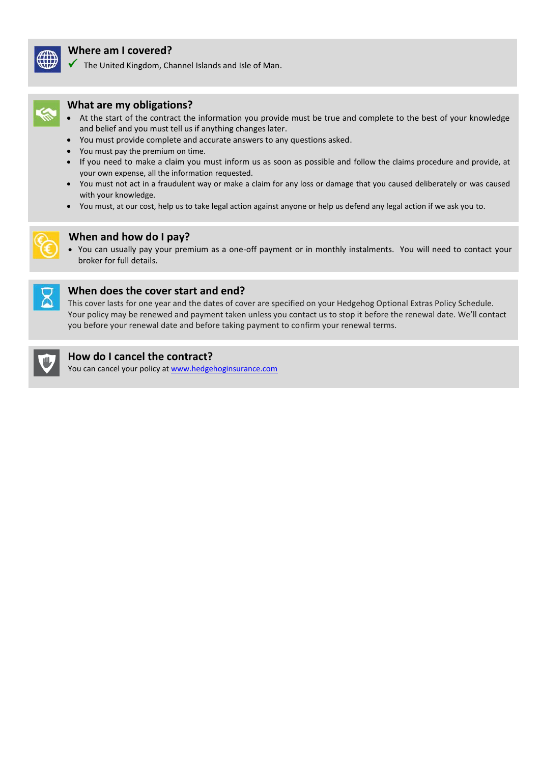## Where am I covered?

✓ The United Kingdom, Channel Islands and Isle of Man.

## What are my obligations?

- At the start of the contract the information you provide must be true and complete to the best of your knowledge and belief and you must tell us if anything changes later.
- You must provide complete and accurate answers to any questions asked.
- You must pay the premium on time.
- If you need to make a claim you must inform us as soon as possible and follow the claims procedure and provide, at your own expense, all the information requested.
- You must not act in a fraudulent way or make a claim for any loss or damage that you caused deliberately or was caused with your knowledge.
- You must, at our cost, help us to take legal action against anyone or help us defend any legal action if we ask you to.

## When and how do I pay?

- You can usually pay your premium as a one-off payment or in monthly instalments. You will need to contact your broker for full details.

## When does the cover start and end?

This cover lasts for one year and the dates of cover are specified on your Hedgehog Optional Extras Policy Schedule. Your policy may be renewed and payment taken unless you contact us to stop it before the renewal date. We'll contact you before your renewal date and before taking payment to confirm your renewal terms.

## How do I cancel the contract?

You can cancel your policy at [www.hedgehoginsurance.com](http://www.hedgehoginsurance.com)